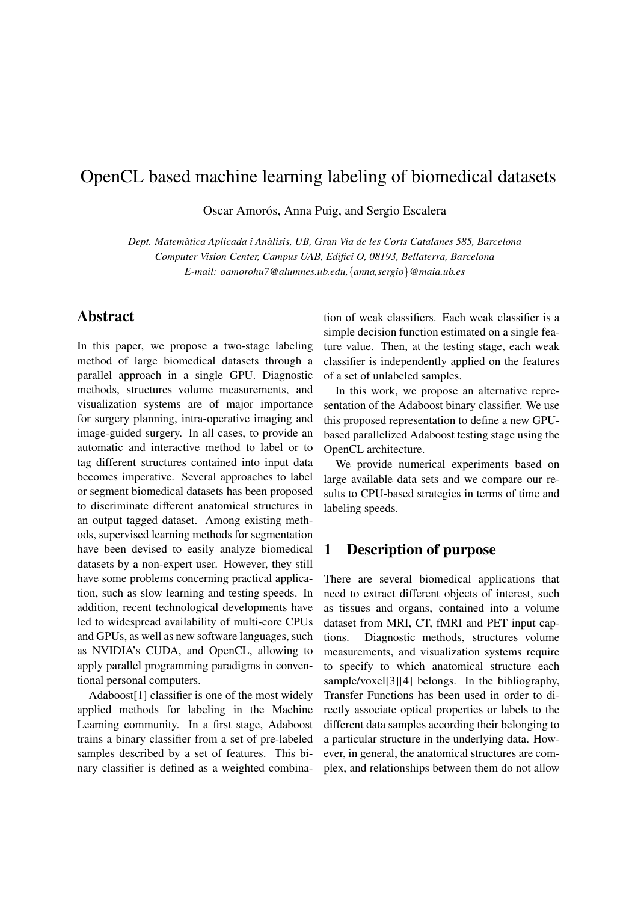# OpenCL based machine learning labeling of biomedical datasets

Oscar Amorós, Anna Puig, and Sergio Escalera

*Dept. Matemàtica Aplicada i Anàlisis, UB, Gran Via de les Corts Catalanes 585, Barcelona*
*Computer Vision Center, Campus UAB, Edifici O, 08193, Bellaterra, Barcelona*
*E-mail: oamorohu7@alumnes.ub.edu,{anna,sergio}@maia.ub.es*

## Abstract

In this paper, we propose a two-stage labeling method of large biomedical datasets through a parallel approach in a single GPU. Diagnostic methods, structures volume measurements, and visualization systems are of major importance for surgery planning, intra-operative imaging and image-guided surgery. In all cases, to provide an automatic and interactive method to label or to tag different structures contained into input data becomes imperative. Several approaches to label or segment biomedical datasets has been proposed to discriminate different anatomical structures in an output tagged dataset. Among existing methods, supervised learning methods for segmentation have been devised to easily analyze biomedical datasets by a non-expert user. However, they still have some problems concerning practical application, such as slow learning and testing speeds. In addition, recent technological developments have led to widespread availability of multi-core CPUs and GPUs, as well as new software languages, such as NVIDIA's CUDA, and OpenCL, allowing to apply parallel programming paradigms in conventional personal computers.

Adaboost[1] classifier is one of the most widely applied methods for labeling in the Machine Learning community. In a first stage, Adaboost trains a binary classifier from a set of pre-labeled samples described by a set of features. This binary classifier is defined as a weighted combination of weak classifiers. Each weak classifier is a simple decision function estimated on a single feature value. Then, at the testing stage, each weak classifier is independently applied on the features of a set of unlabeled samples.

In this work, we propose an alternative representation of the Adaboost binary classifier. We use this proposed representation to define a new GPU-based parallelized Adaboost testing stage using the OpenCL architecture.

We provide numerical experiments based on large available data sets and we compare our results to CPU-based strategies in terms of time and labeling speeds.

## 1 Description of purpose

There are several biomedical applications that need to extract different objects of interest, such as tissues and organs, contained into a volume dataset from MRI, CT, fMRI and PET input captions. Diagnostic methods, structures volume measurements, and visualization systems require to specify to which anatomical structure each sample/voxel[3][4] belongs. In the bibliography, Transfer Functions has been used in order to directly associate optical properties or labels to the different data samples according their belonging to a particular structure in the underlying data. However, in general, the anatomical structures are complex, and relationships between them do not allow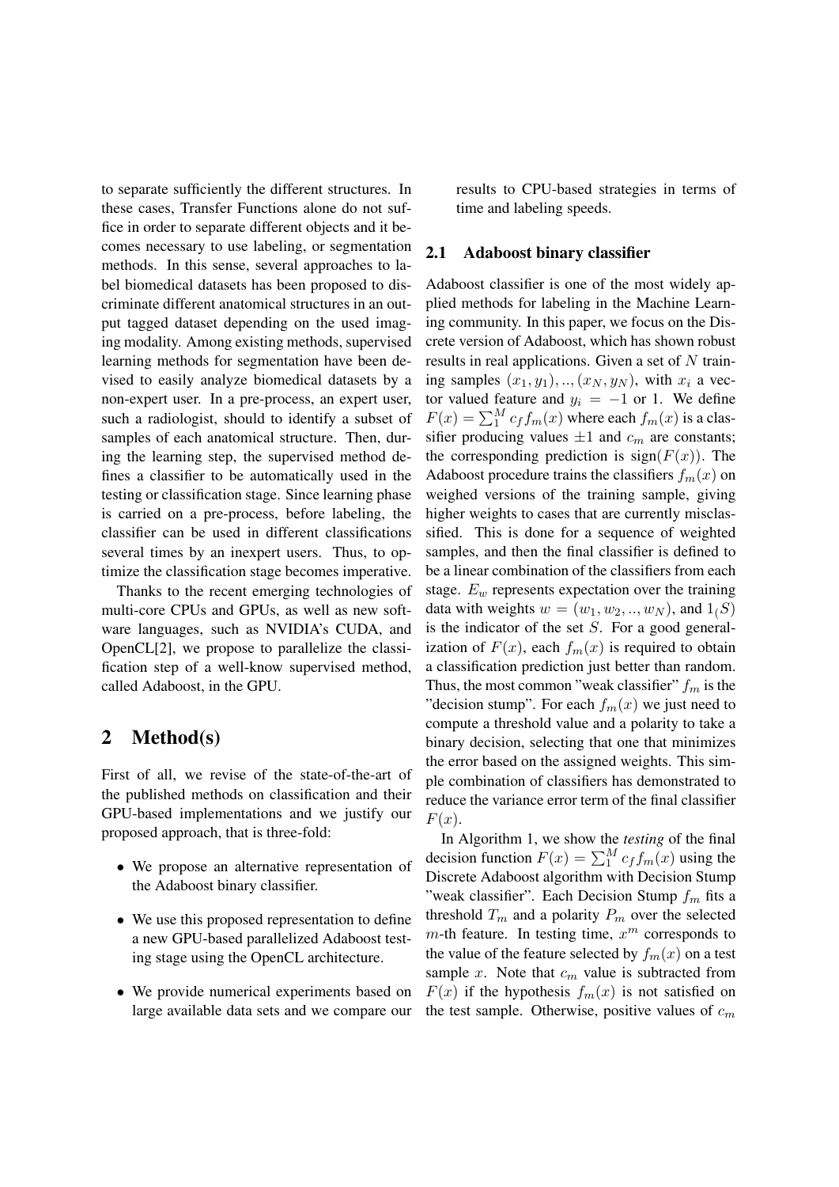to separate sufficiently the different structures. In these cases, Transfer Functions alone do not suffice in order to separate different objects and it becomes necessary to use labeling, or segmentation methods. In this sense, several approaches to label biomedical datasets has been proposed to discriminate different anatomical structures in an output tagged dataset depending on the used imaging modality. Among existing methods, supervised learning methods for segmentation have been devised to easily analyze biomedical datasets by a non-expert user. In a pre-process, an expert user, such a radiologist, should to identify a subset of samples of each anatomical structure. Then, during the learning step, the supervised method defines a classifier to be automatically used in the testing or classification stage. Since learning phase is carried on a pre-process, before labeling, the classifier can be used in different classifications several times by an inexpert users. Thus, to optimize the classification stage becomes imperative.

Thanks to the recent emerging technologies of multi-core CPUs and GPUs, as well as new software languages, such as NVIDIA's CUDA, and OpenCL[2], we propose to parallelize the classification step of a well-know supervised method, called Adaboost, in the GPU.

# 2 Method(s)

First of all, we revise of the state-of-the-art of the published methods on classification and their GPU-based implementations and we justify our proposed approach, that is three-fold:

- We propose an alternative representation of the Adaboost binary classifier.
- We use this proposed representation to define a new GPU-based parallelized Adaboost testing stage using the OpenCL architecture.
- We provide numerical experiments based on large available data sets and we compare our results to CPU-based strategies in terms of time and labeling speeds.

## 2.1 Adaboost binary classifier

Adaboost classifier is one of the most widely applied methods for labeling in the Machine Learning community. In this paper, we focus on the Discrete version of Adaboost, which has shown robust results in real applications. Given a set of $N$ training samples $(x_1, y_1), .., (x_N, y_N)$, with $x_i$ a vector valued feature and $y_i = -1$ or 1. We define $F(x) = \sum_1^M c_f f_m(x)$ where each $f_m(x)$ is a classifier producing values $\pm 1$ and $c_m$ are constants; the corresponding prediction is $\text{sign}(F(x))$. The Adaboost procedure trains the classifiers $f_m(x)$ on weighed versions of the training sample, giving higher weights to cases that are currently misclassified. This is done for a sequence of weighted samples, and then the final classifier is defined to be a linear combination of the classifiers from each stage. $E_w$ represents expectation over the training data with weights $w = (w_1, w_2, .., w_N)$, and $1_(S)$ is the indicator of the set $S$. For a good generalization of $F(x)$, each $f_m(x)$ is required to obtain a classification prediction just better than random. Thus, the most common "weak classifier" $f_m$ is the "decision stump". For each $f_m(x)$ we just need to compute a threshold value and a polarity to take a binary decision, selecting that one that minimizes the error based on the assigned weights. This simple combination of classifiers has demonstrated to reduce the variance error term of the final classifier $F(x)$.

In Algorithm 1, we show the *testing* of the final decision function $F(x) = \sum_1^M c_f f_m(x)$ using the Discrete Adaboost algorithm with Decision Stump "weak classifier". Each Decision Stump $f_m$ fits a threshold $T_m$ and a polarity $P_m$ over the selected $m$-th feature. In testing time, $x^m$ corresponds to the value of the feature selected by $f_m(x)$ on a test sample $x$. Note that $c_m$ value is subtracted from $F(x)$ if the hypothesis $f_m(x)$ is not satisfied on the test sample. Otherwise, positive values of $c_m$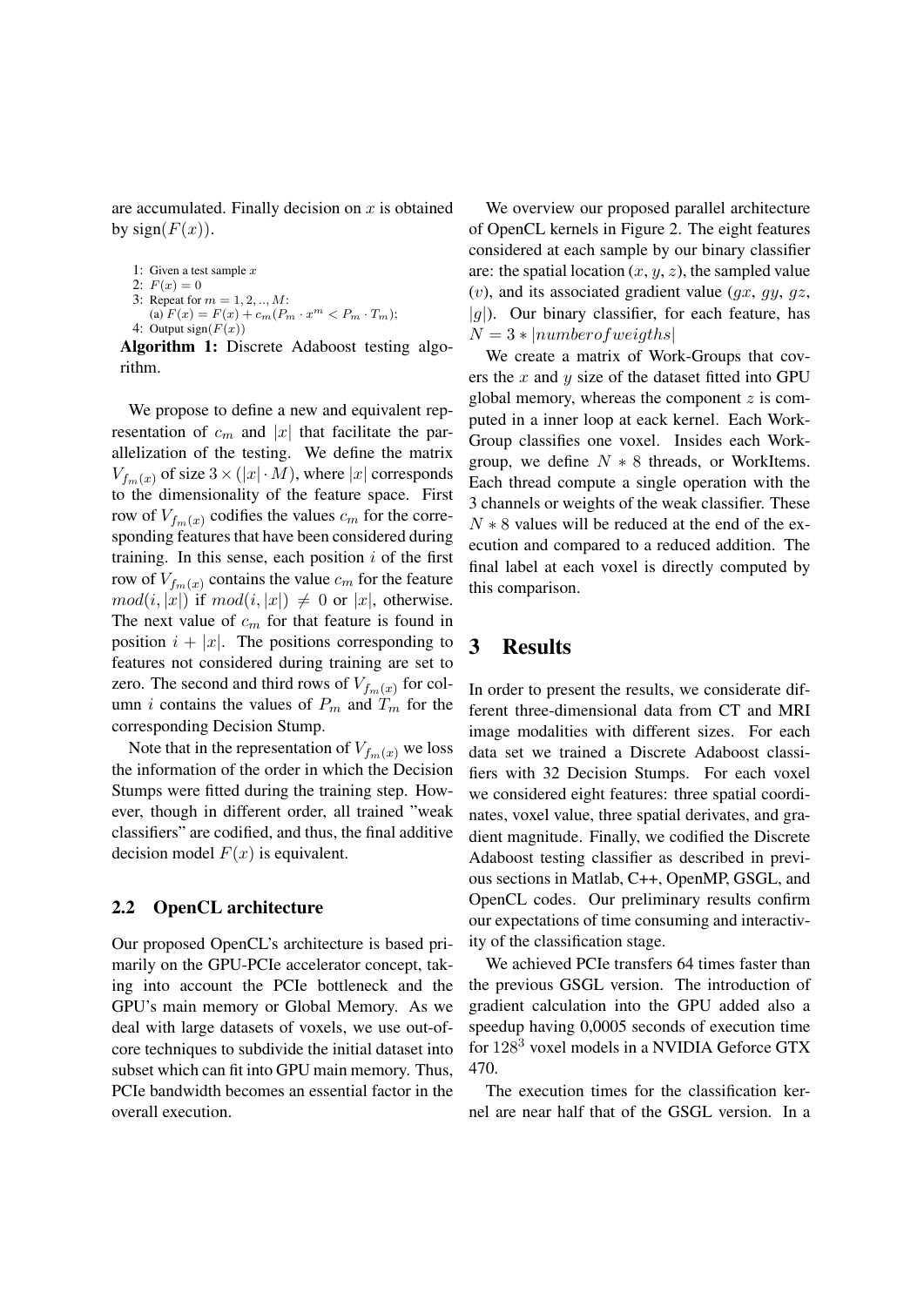are accumulated. Finally decision on $x$ is obtained by $\text{sign}(F(x))$.

1: Given a test sample $x$
2: $F(x) = 0$
3: Repeat for $m = 1, 2, .., M$:
   (a) $F(x) = F(x) + c_m(P_m \cdot x^m < P_m \cdot T_m)$;
4: Output $\text{sign}(F(x))$

**Algorithm 1:** Discrete Adaboost testing algorithm.

We propose to define a new and equivalent representation of $c_m$ and $|x|$ that facilitate the parallelization of the testing. We define the matrix $V_{f_m(x)}$ of size $3 \times (|x| \cdot M)$, where $|x|$ corresponds to the dimensionality of the feature space. First row of $V_{f_m(x)}$ codifies the values $c_m$ for the corresponding features that have been considered during training. In this sense, each position $i$ of the first row of $V_{f_m(x)}$ contains the value $c_m$ for the feature $mod(i, |x|)$ if $mod(i, |x|) \neq 0$ or $|x|$, otherwise. The next value of $c_m$ for that feature is found in position $i + |x|$. The positions corresponding to features not considered during training are set to zero. The second and third rows of $V_{f_m(x)}$ for column $i$ contains the values of $P_m$ and $T_m$ for the corresponding Decision Stump.

Note that in the representation of $V_{f_m(x)}$ we loss the information of the order in which the Decision Stumps were fitted during the training step. However, though in different order, all trained "weak classifiers" are codified, and thus, the final additive decision model $F(x)$ is equivalent.

### 2.2 OpenCL architecture

Our proposed OpenCL's architecture is based primarily on the GPU-PCIe accelerator concept, taking into account the PCIe bottleneck and the GPU's main memory or Global Memory. As we deal with large datasets of voxels, we use out-of-core techniques to subdivide the initial dataset into subset which can fit into GPU main memory. Thus, PCIe bandwidth becomes an essential factor in the overall execution.

We overview our proposed parallel architecture of OpenCL kernels in Figure 2. The eight features considered at each sample by our binary classifier are: the spatial location ($x$, $y$, $z$), the sampled value ($v$), and its associated gradient value ($gx$, $gy$, $gz$, $|g|$). Our binary classifier, for each feature, has $N = 3 * |numberofweigths|$

We create a matrix of Work-Groups that covers the $x$ and $y$ size of the dataset fitted into GPU global memory, whereas the component $z$ is computed in a inner loop at eack kernel. Each Work-Group classifies one voxel. Insides each Work-group, we define $N * 8$ threads, or WorkItems. Each thread compute a single operation with the 3 channels or weights of the weak classifier. These $N * 8$ values will be reduced at the end of the execution and compared to a reduced addition. The final label at each voxel is directly computed by this comparison.

## 3 Results

In order to present the results, we considerate different three-dimensional data from CT and MRI image modalities with different sizes. For each data set we trained a Discrete Adaboost classifiers with 32 Decision Stumps. For each voxel we considered eight features: three spatial coordinates, voxel value, three spatial derivates, and gradient magnitude. Finally, we codified the Discrete Adaboost testing classifier as described in previous sections in Matlab, C++, OpenMP, GSGL, and OpenCL codes. Our preliminary results confirm our expectations of time consuming and interactivity of the classification stage.

We achieved PCIe transfers 64 times faster than the previous GSGL version. The introduction of gradient calculation into the GPU added also a speedup having 0,0005 seconds of execution time for $128^3$ voxel models in a NVIDIA Geforce GTX 470.

The execution times for the classification kernel are near half that of the GSGL version. In a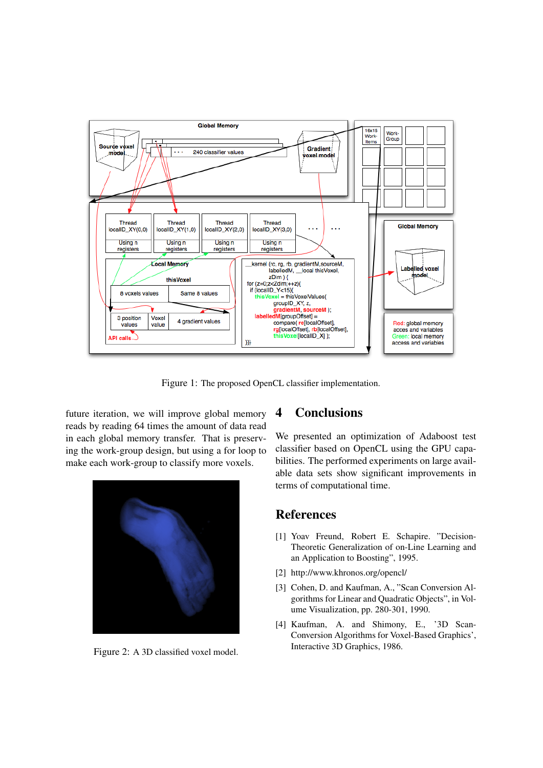Global Memory

Source voxel model

240 classifier values

Gradient voxel model

16x15 Work-Items

Work-Group

Thread localID_XY(0,0) Using n registers

Thread localID_XY(1,0) Using n registers

Thread localID_XY(2,0) Using n registers

Thread localID_XY(3,0) Using n registers

Local Memory

thisVoxel

8 voxels values

Same 8 values

3 position values

Voxel value

4 gradient values

API calls

```
__kernel (rc, rg, rb, gradientM,sourceM,
          labelledM, __local thisVoxel,
          zDim ) {
for (z=0;z<Zdim;++z){
  if (localID_Y<15){
    thisVoxel = thisVoxelValues(
          groupID_XY, z,
          gradientM, sourceM );
  labelledM[groupOffset] =
          compare( rc[localOffset],
          rg[localOffset], rb[localOffset],
          thisVoxel[localID_X] );
}}}
```

Global Memory

Labelled voxel model

Red: global memory acces and variables
Green: local memory access and variables

Figure 1: The proposed OpenCL classifier implementation.

future iteration, we will improve global memory reads by reading 64 times the amount of data read in each global memory transfer. That is preserving the work-group design, but using a for loop to make each work-group to classify more voxels.

Figure 2: A 3D classified voxel model.

# 4 Conclusions

We presented an optimization of Adaboost test classifier based on OpenCL using the GPU capabilities. The performed experiments on large available data sets show significant improvements in terms of computational time.

# References

[1] Yoav Freund, Robert E. Schapire. "Decision-Theoretic Generalization of on-Line Learning and an Application to Boosting", 1995.

[2] http://www.khronos.org/opencl/

[3] Cohen, D. and Kaufman, A., "Scan Conversion Algorithms for Linear and Quadratic Objects", in Volume Visualization, pp. 280-301, 1990.

[4] Kaufman, A. and Shimony, E., '3D Scan-Conversion Algorithms for Voxel-Based Graphics', Interactive 3D Graphics, 1986.